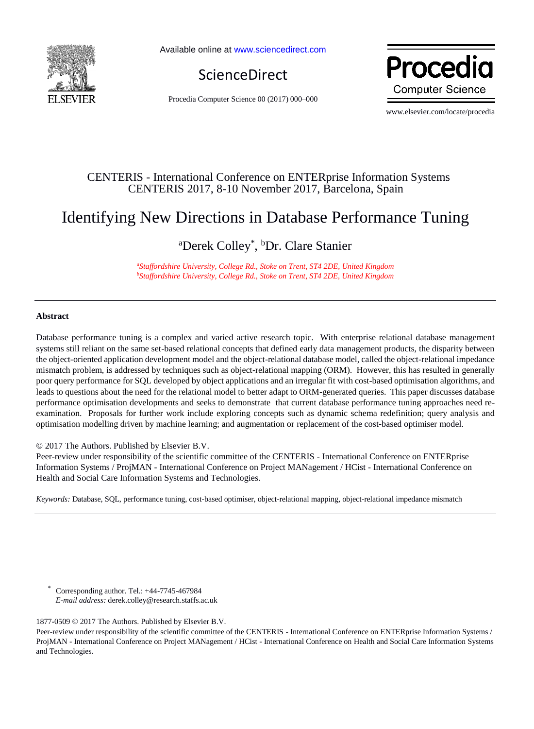CENTERIS - International Conference on ENTERprise Information Systems
CENTERIS 2017, 8-10 November 2017, Barcelona, Spain

# Identifying New Directions in Database Performance Tuning

[a]Derek Colley[*], [b]Dr. Clare Stanier

*[a]Staffordshire University, College Rd., Stoke on Trent, ST4 2DE, United Kingdom*
*[b]Staffordshire University, College Rd., Stoke on Trent, ST4 2DE, United Kingdom*

---

## Abstract

Database performance tuning is a complex and varied active research topic. With enterprise relational database management systems still reliant on the same set-based relational concepts that defined early data management products, the disparity between the object-oriented application development model and the object-relational database model, called the object-relational impedance mismatch problem, is addressed by techniques such as object-relational mapping (ORM). However, this has resulted in generally poor query performance for SQL developed by object applications and an irregular fit with cost-based optimisation algorithms, and leads to questions about ~~the~~ need for the relational model to better adapt to ORM-generated queries. This paper discusses database performance optimisation developments and seeks to demonstrate that current database performance tuning approaches need re-examination. Proposals for further work include exploring concepts such as dynamic schema redefinition; query analysis and optimisation modelling driven by machine learning; and augmentation or replacement of the cost-based optimiser model.

© 2017 The Authors. Published by Elsevier B.V.
Peer-review under responsibility of the scientific committee of the CENTERIS - International Conference on ENTERprise Information Systems / ProjMAN - International Conference on Project MANagement / HCist - International Conference on Health and Social Care Information Systems and Technologies.

*Keywords:* Database, SQL, performance tuning, cost-based optimiser, object-relational mapping, object-relational impedance mismatch

---

[*] Corresponding author. Tel.: +44-7745-467984
*E-mail address:* derek.colley@research.staffs.ac.uk

1877-0509 © 2017 The Authors. Published by Elsevier B.V.
Peer-review under responsibility of the scientific committee of the CENTERIS - International Conference on ENTERprise Information Systems / ProjMAN - International Conference on Project MANagement / HCist - International Conference on Health and Social Care Information Systems and Technologies.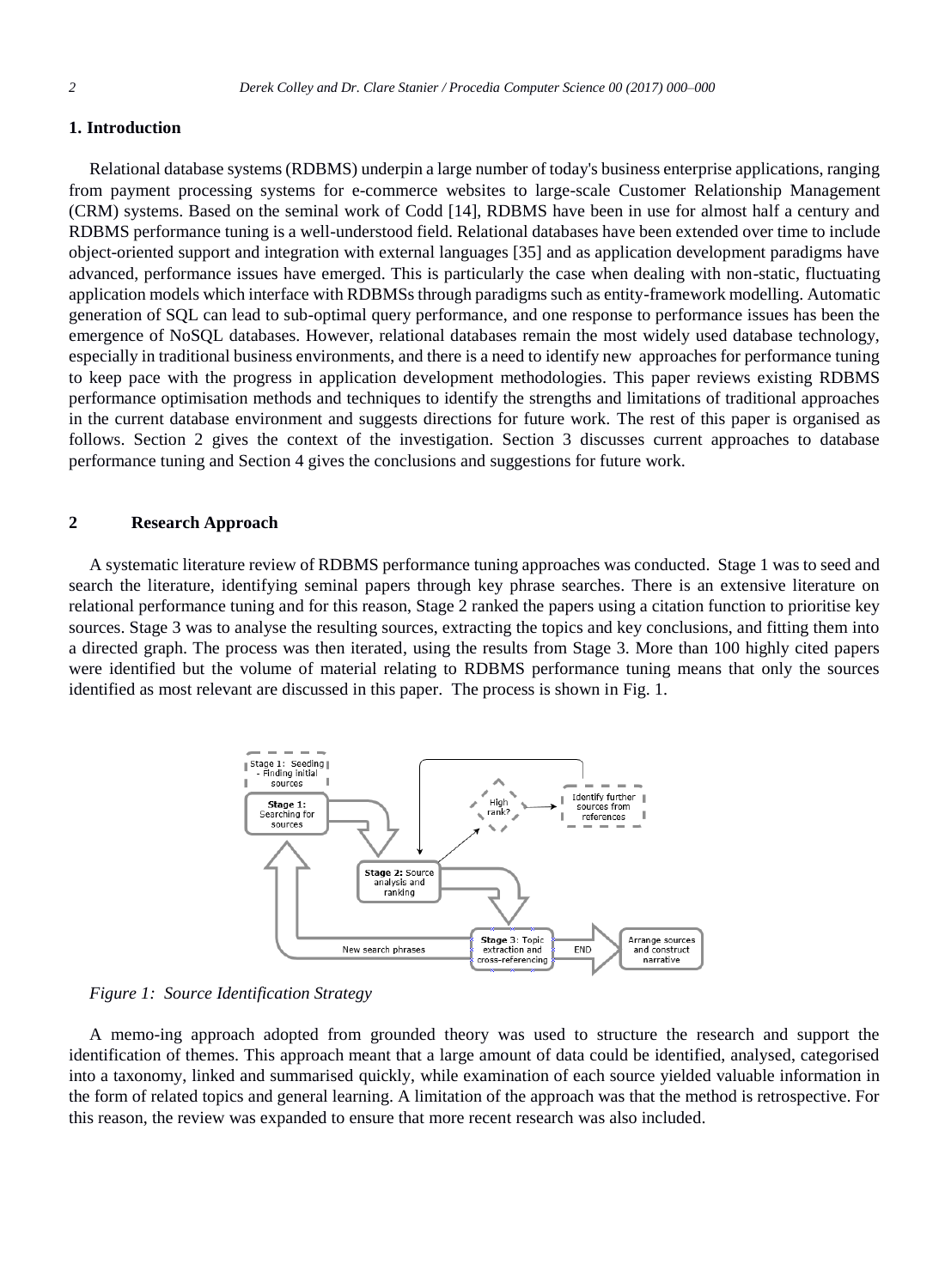## 1. Introduction

Relational database systems (RDBMS) underpin a large number of today's business enterprise applications, ranging from payment processing systems for e-commerce websites to large-scale Customer Relationship Management (CRM) systems. Based on the seminal work of Codd [14], RDBMS have been in use for almost half a century and RDBMS performance tuning is a well-understood field. Relational databases have been extended over time to include object-oriented support and integration with external languages [35] and as application development paradigms have advanced, performance issues have emerged. This is particularly the case when dealing with non-static, fluctuating application models which interface with RDBMSs through paradigms such as entity-framework modelling. Automatic generation of SQL can lead to sub-optimal query performance, and one response to performance issues has been the emergence of NoSQL databases. However, relational databases remain the most widely used database technology, especially in traditional business environments, and there is a need to identify new approaches for performance tuning to keep pace with the progress in application development methodologies. This paper reviews existing RDBMS performance optimisation methods and techniques to identify the strengths and limitations of traditional approaches in the current database environment and suggests directions for future work. The rest of this paper is organised as follows. Section 2 gives the context of the investigation. Section 3 discusses current approaches to database performance tuning and Section 4 gives the conclusions and suggestions for future work.

## 2 Research Approach

A systematic literature review of RDBMS performance tuning approaches was conducted. Stage 1 was to seed and search the literature, identifying seminal papers through key phrase searches. There is an extensive literature on relational performance tuning and for this reason, Stage 2 ranked the papers using a citation function to prioritise key sources. Stage 3 was to analyse the resulting sources, extracting the topics and key conclusions, and fitting them into a directed graph. The process was then iterated, using the results from Stage 3. More than 100 highly cited papers were identified but the volume of material relating to RDBMS performance tuning means that only the sources identified as most relevant are discussed in this paper. The process is shown in Fig. 1.

*Figure 1: Source Identification Strategy*

A memo-ing approach adopted from grounded theory was used to structure the research and support the identification of themes. This approach meant that a large amount of data could be identified, analysed, categorised into a taxonomy, linked and summarised quickly, while examination of each source yielded valuable information in the form of related topics and general learning. A limitation of the approach was that the method is retrospective. For this reason, the review was expanded to ensure that more recent research was also included.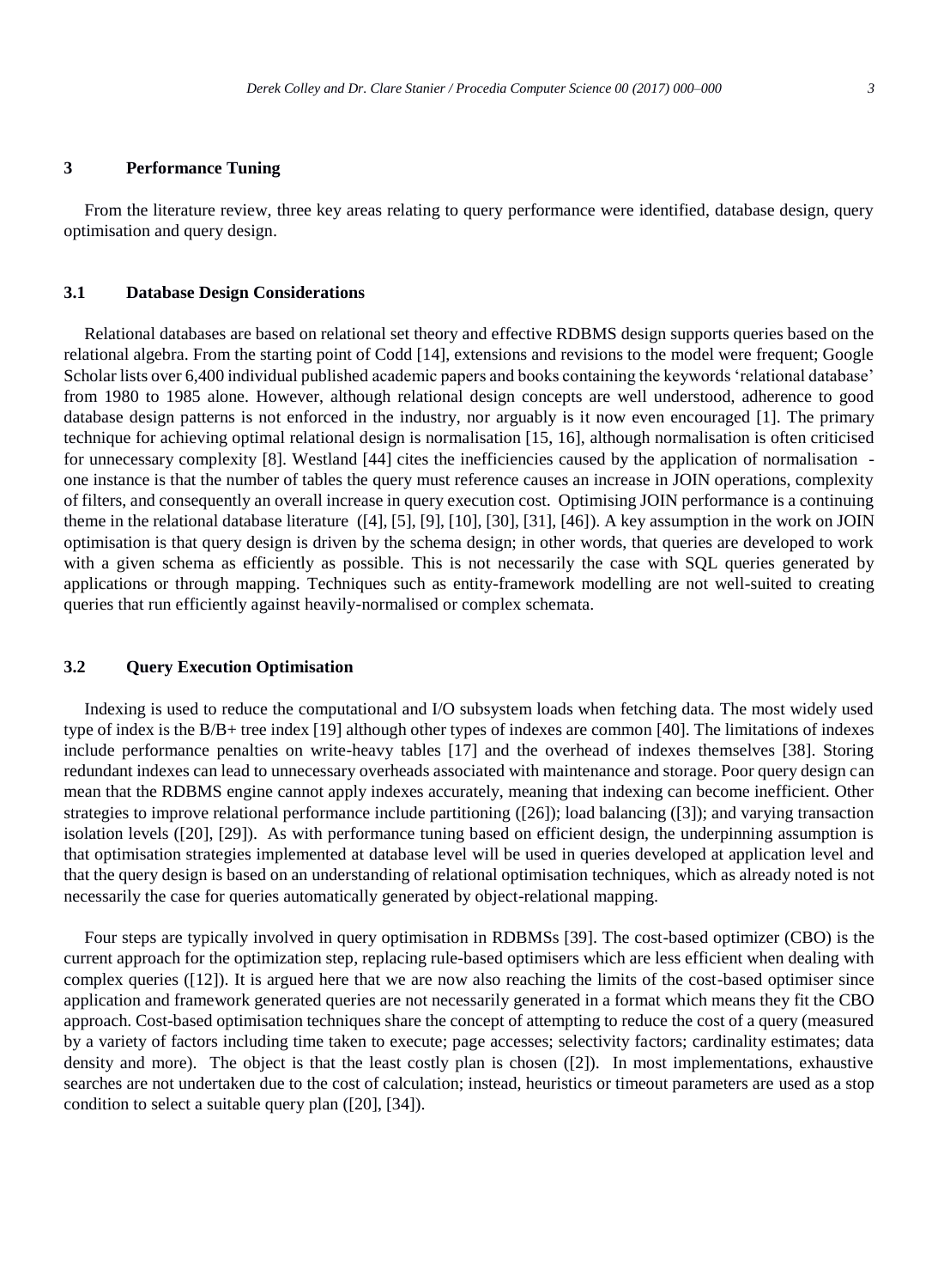## 3 Performance Tuning

From the literature review, three key areas relating to query performance were identified, database design, query optimisation and query design.

### 3.1 Database Design Considerations

Relational databases are based on relational set theory and effective RDBMS design supports queries based on the relational algebra. From the starting point of Codd [14], extensions and revisions to the model were frequent; Google Scholar lists over 6,400 individual published academic papers and books containing the keywords 'relational database' from 1980 to 1985 alone. However, although relational design concepts are well understood, adherence to good database design patterns is not enforced in the industry, nor arguably is it now even encouraged [1]. The primary technique for achieving optimal relational design is normalisation [15, 16], although normalisation is often criticised for unnecessary complexity [8]. Westland [44] cites the inefficiencies caused by the application of normalisation - one instance is that the number of tables the query must reference causes an increase in JOIN operations, complexity of filters, and consequently an overall increase in query execution cost. Optimising JOIN performance is a continuing theme in the relational database literature ([4], [5], [9], [10], [30], [31], [46]). A key assumption in the work on JOIN optimisation is that query design is driven by the schema design; in other words, that queries are developed to work with a given schema as efficiently as possible. This is not necessarily the case with SQL queries generated by applications or through mapping. Techniques such as entity-framework modelling are not well-suited to creating queries that run efficiently against heavily-normalised or complex schemata.

### 3.2 Query Execution Optimisation

Indexing is used to reduce the computational and I/O subsystem loads when fetching data. The most widely used type of index is the B/B+ tree index [19] although other types of indexes are common [40]. The limitations of indexes include performance penalties on write-heavy tables [17] and the overhead of indexes themselves [38]. Storing redundant indexes can lead to unnecessary overheads associated with maintenance and storage. Poor query design can mean that the RDBMS engine cannot apply indexes accurately, meaning that indexing can become inefficient. Other strategies to improve relational performance include partitioning ([26]); load balancing ([3]); and varying transaction isolation levels ([20], [29]). As with performance tuning based on efficient design, the underpinning assumption is that optimisation strategies implemented at database level will be used in queries developed at application level and that the query design is based on an understanding of relational optimisation techniques, which as already noted is not necessarily the case for queries automatically generated by object-relational mapping.

Four steps are typically involved in query optimisation in RDBMSs [39]. The cost-based optimizer (CBO) is the current approach for the optimization step, replacing rule-based optimisers which are less efficient when dealing with complex queries ([12]). It is argued here that we are now also reaching the limits of the cost-based optimiser since application and framework generated queries are not necessarily generated in a format which means they fit the CBO approach. Cost-based optimisation techniques share the concept of attempting to reduce the cost of a query (measured by a variety of factors including time taken to execute; page accesses; selectivity factors; cardinality estimates; data density and more). The object is that the least costly plan is chosen ([2]). In most implementations, exhaustive searches are not undertaken due to the cost of calculation; instead, heuristics or timeout parameters are used as a stop condition to select a suitable query plan ([20], [34]).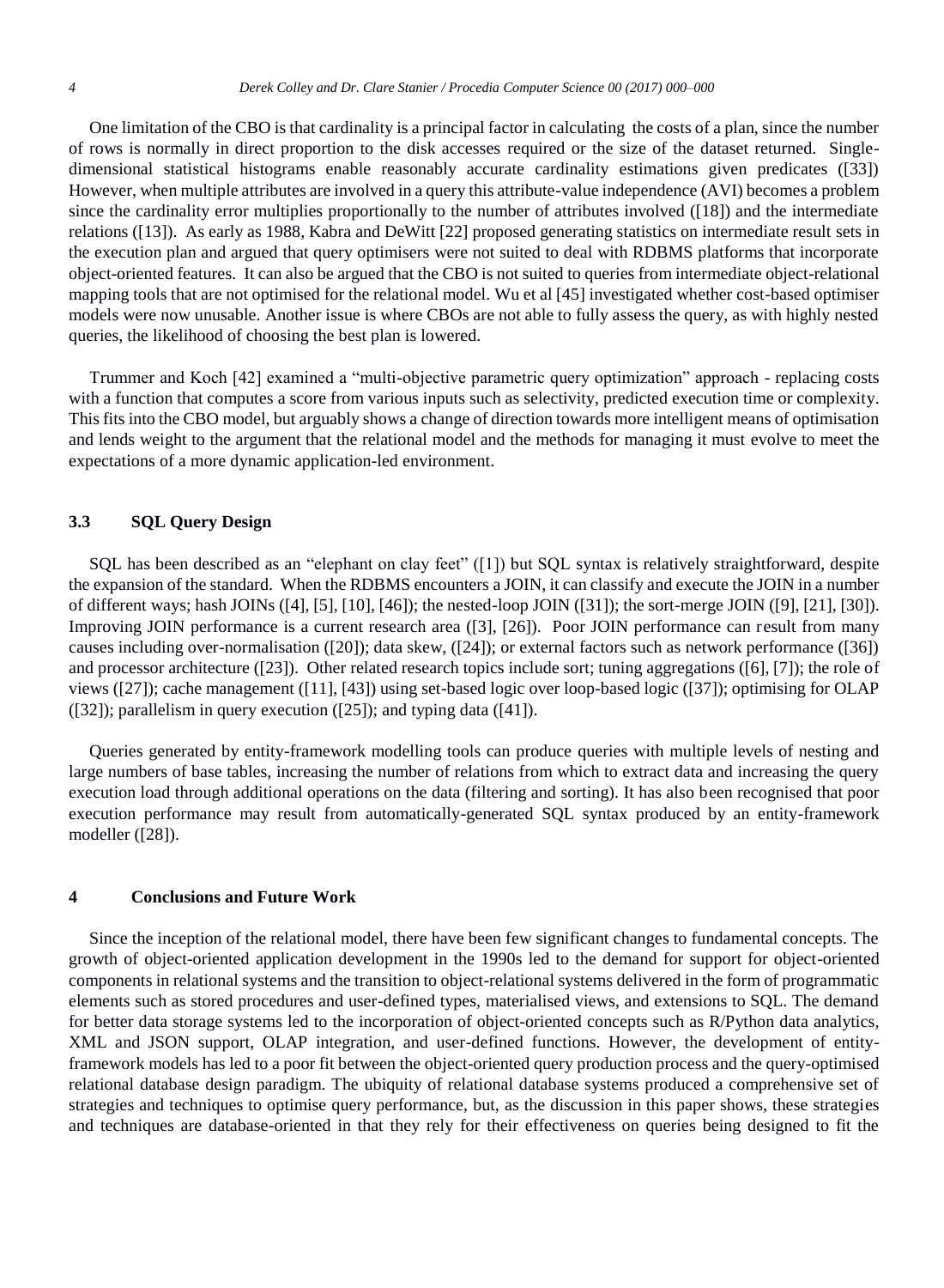One limitation of the CBO is that cardinality is a principal factor in calculating the costs of a plan, since the number of rows is normally in direct proportion to the disk accesses required or the size of the dataset returned. Single-dimensional statistical histograms enable reasonably accurate cardinality estimations given predicates ([33]) However, when multiple attributes are involved in a query this attribute-value independence (AVI) becomes a problem since the cardinality error multiplies proportionally to the number of attributes involved ([18]) and the intermediate relations ([13]). As early as 1988, Kabra and DeWitt [22] proposed generating statistics on intermediate result sets in the execution plan and argued that query optimisers were not suited to deal with RDBMS platforms that incorporate object-oriented features. It can also be argued that the CBO is not suited to queries from intermediate object-relational mapping tools that are not optimised for the relational model. Wu et al [45] investigated whether cost-based optimiser models were now unusable. Another issue is where CBOs are not able to fully assess the query, as with highly nested queries, the likelihood of choosing the best plan is lowered.

Trummer and Koch [42] examined a "multi-objective parametric query optimization" approach - replacing costs with a function that computes a score from various inputs such as selectivity, predicted execution time or complexity. This fits into the CBO model, but arguably shows a change of direction towards more intelligent means of optimisation and lends weight to the argument that the relational model and the methods for managing it must evolve to meet the expectations of a more dynamic application-led environment.

### 3.3 SQL Query Design

SQL has been described as an "elephant on clay feet" ([1]) but SQL syntax is relatively straightforward, despite the expansion of the standard. When the RDBMS encounters a JOIN, it can classify and execute the JOIN in a number of different ways; hash JOINs ([4], [5], [10], [46]); the nested-loop JOIN ([31]); the sort-merge JOIN ([9], [21], [30]). Improving JOIN performance is a current research area ([3], [26]). Poor JOIN performance can result from many causes including over-normalisation ([20]); data skew, ([24]); or external factors such as network performance ([36]) and processor architecture ([23]). Other related research topics include sort; tuning aggregations ([6], [7]); the role of views ([27]); cache management ([11], [43]) using set-based logic over loop-based logic ([37]); optimising for OLAP ([32]); parallelism in query execution ([25]); and typing data ([41]).

Queries generated by entity-framework modelling tools can produce queries with multiple levels of nesting and large numbers of base tables, increasing the number of relations from which to extract data and increasing the query execution load through additional operations on the data (filtering and sorting). It has also been recognised that poor execution performance may result from automatically-generated SQL syntax produced by an entity-framework modeller ([28]).

## 4 Conclusions and Future Work

Since the inception of the relational model, there have been few significant changes to fundamental concepts. The growth of object-oriented application development in the 1990s led to the demand for support for object-oriented components in relational systems and the transition to object-relational systems delivered in the form of programmatic elements such as stored procedures and user-defined types, materialised views, and extensions to SQL. The demand for better data storage systems led to the incorporation of object-oriented concepts such as R/Python data analytics, XML and JSON support, OLAP integration, and user-defined functions. However, the development of entity-framework models has led to a poor fit between the object-oriented query production process and the query-optimised relational database design paradigm. The ubiquity of relational database systems produced a comprehensive set of strategies and techniques to optimise query performance, but, as the discussion in this paper shows, these strategies and techniques are database-oriented in that they rely for their effectiveness on queries being designed to fit the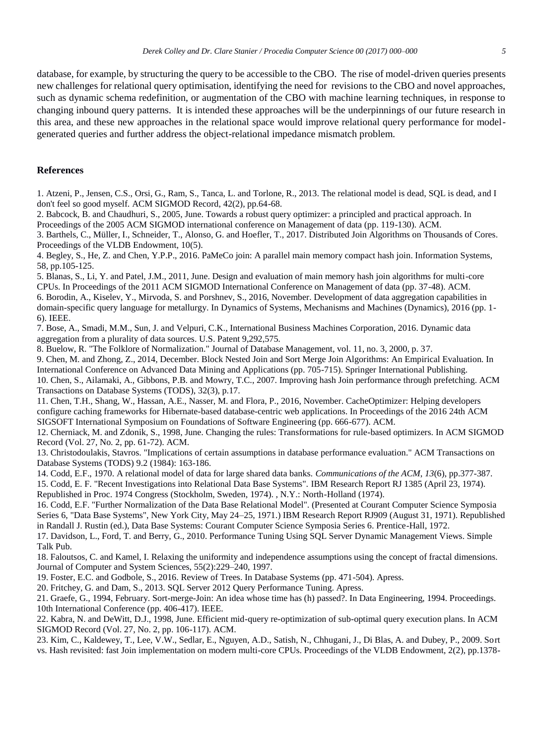database, for example, by structuring the query to be accessible to the CBO. The rise of model-driven queries presents new challenges for relational query optimisation, identifying the need for revisions to the CBO and novel approaches, such as dynamic schema redefinition, or augmentation of the CBO with machine learning techniques, in response to changing inbound query patterns. It is intended these approaches will be the underpinnings of our future research in this area, and these new approaches in the relational space would improve relational query performance for model-generated queries and further address the object-relational impedance mismatch problem.

## References

1. Atzeni, P., Jensen, C.S., Orsi, G., Ram, S., Tanca, L. and Torlone, R., 2013. The relational model is dead, SQL is dead, and I don't feel so good myself. ACM SIGMOD Record, 42(2), pp.64-68.
2. Babcock, B. and Chaudhuri, S., 2005, June. Towards a robust query optimizer: a principled and practical approach. In Proceedings of the 2005 ACM SIGMOD international conference on Management of data (pp. 119-130). ACM.
3. Barthels, C., Müller, I., Schneider, T., Alonso, G. and Hoefler, T., 2017. Distributed Join Algorithms on Thousands of Cores. Proceedings of the VLDB Endowment, 10(5).
4. Begley, S., He, Z. and Chen, Y.P.P., 2016. PaMeCo join: A parallel main memory compact hash join. Information Systems, 58, pp.105-125.
5. Blanas, S., Li, Y. and Patel, J.M., 2011, June. Design and evaluation of main memory hash join algorithms for multi-core CPUs. In Proceedings of the 2011 ACM SIGMOD International Conference on Management of data (pp. 37-48). ACM.
6. Borodin, A., Kiselev, Y., Mirvoda, S. and Porshnev, S., 2016, November. Development of data aggregation capabilities in domain-specific query language for metallurgy. In Dynamics of Systems, Mechanisms and Machines (Dynamics), 2016 (pp. 1-6). IEEE.
7. Bose, A., Smadi, M.M., Sun, J. and Velpuri, C.K., International Business Machines Corporation, 2016. Dynamic data aggregation from a plurality of data sources. U.S. Patent 9,292,575.
8. Buelow, R. "The Folklore of Normalization." Journal of Database Management, vol. 11, no. 3, 2000, p. 37.
9. Chen, M. and Zhong, Z., 2014, December. Block Nested Join and Sort Merge Join Algorithms: An Empirical Evaluation. In International Conference on Advanced Data Mining and Applications (pp. 705-715). Springer International Publishing.
10. Chen, S., Ailamaki, A., Gibbons, P.B. and Mowry, T.C., 2007. Improving hash Join performance through prefetching. ACM Transactions on Database Systems (TODS), 32(3), p.17.
11. Chen, T.H., Shang, W., Hassan, A.E., Nasser, M. and Flora, P., 2016, November. CacheOptimizer: Helping developers configure caching frameworks for Hibernate-based database-centric web applications. In Proceedings of the 2016 24th ACM SIGSOFT International Symposium on Foundations of Software Engineering (pp. 666-677). ACM.
12. Cherniack, M. and Zdonik, S., 1998, June. Changing the rules: Transformations for rule-based optimizers. In ACM SIGMOD Record (Vol. 27, No. 2, pp. 61-72). ACM.
13. Christodoulakis, Stavros. "Implications of certain assumptions in database performance evaluation." ACM Transactions on Database Systems (TODS) 9.2 (1984): 163-186.
14. Codd, E.F., 1970. A relational model of data for large shared data banks. *Communications of the ACM*, *13*(6), pp.377-387.
15. Codd, E. F. "Recent Investigations into Relational Data Base Systems". IBM Research Report RJ 1385 (April 23, 1974). Republished in Proc. 1974 Congress (Stockholm, Sweden, 1974). , N.Y.: North-Holland (1974).
16. Codd, E.F. "Further Normalization of the Data Base Relational Model". (Presented at Courant Computer Science Symposia Series 6, "Data Base Systems", New York City, May 24–25, 1971.) IBM Research Report RJ909 (August 31, 1971). Republished in Randall J. Rustin (ed.), Data Base Systems: Courant Computer Science Symposia Series 6. Prentice-Hall, 1972.
17. Davidson, L., Ford, T. and Berry, G., 2010. Performance Tuning Using SQL Server Dynamic Management Views. Simple Talk Pub.
18. Faloutsos, C. and Kamel, I. Relaxing the uniformity and independence assumptions using the concept of fractal dimensions. Journal of Computer and System Sciences, 55(2):229–240, 1997.
19. Foster, E.C. and Godbole, S., 2016. Review of Trees. In Database Systems (pp. 471-504). Apress.
20. Fritchey, G. and Dam, S., 2013. SQL Server 2012 Query Performance Tuning. Apress.
21. Graefe, G., 1994, February. Sort-merge-Join: An idea whose time has (h) passed?. In Data Engineering, 1994. Proceedings. 10th International Conference (pp. 406-417). IEEE.
22. Kabra, N. and DeWitt, D.J., 1998, June. Efficient mid-query re-optimization of sub-optimal query execution plans. In ACM SIGMOD Record (Vol. 27, No. 2, pp. 106-117). ACM.
23. Kim, C., Kaldewey, T., Lee, V.W., Sedlar, E., Nguyen, A.D., Satish, N., Chhugani, J., Di Blas, A. and Dubey, P., 2009. Sort vs. Hash revisited: fast Join implementation on modern multi-core CPUs. Proceedings of the VLDB Endowment, 2(2), pp.1378-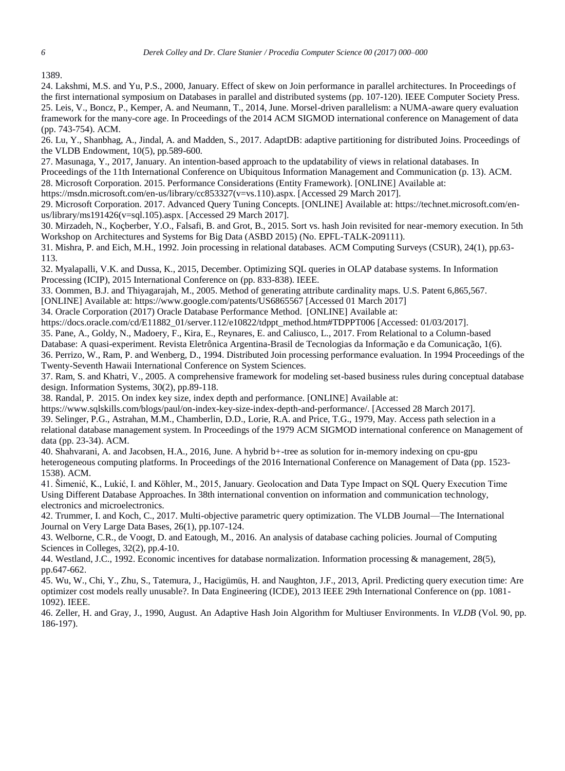1389.

24. Lakshmi, M.S. and Yu, P.S., 2000, January. Effect of skew on Join performance in parallel architectures. In Proceedings of the first international symposium on Databases in parallel and distributed systems (pp. 107-120). IEEE Computer Society Press.
25. Leis, V., Boncz, P., Kemper, A. and Neumann, T., 2014, June. Morsel-driven parallelism: a NUMA-aware query evaluation framework for the many-core age. In Proceedings of the 2014 ACM SIGMOD international conference on Management of data (pp. 743-754). ACM.
26. Lu, Y., Shanbhag, A., Jindal, A. and Madden, S., 2017. AdaptDB: adaptive partitioning for distributed Joins. Proceedings of the VLDB Endowment, 10(5), pp.589-600.
27. Masunaga, Y., 2017, January. An intention-based approach to the updatability of views in relational databases. In Proceedings of the 11th International Conference on Ubiquitous Information Management and Communication (p. 13). ACM.
28. Microsoft Corporation. 2015. Performance Considerations (Entity Framework). [ONLINE] Available at: https://msdn.microsoft.com/en-us/library/cc853327(v=vs.110).aspx. [Accessed 29 March 2017].
29. Microsoft Corporation. 2017. Advanced Query Tuning Concepts. [ONLINE] Available at: https://technet.microsoft.com/en-us/library/ms191426(v=sql.105).aspx. [Accessed 29 March 2017].
30. Mirzadeh, N., Koçberber, Y.O., Falsafi, B. and Grot, B., 2015. Sort vs. hash Join revisited for near-memory execution. In 5th Workshop on Architectures and Systems for Big Data (ASBD 2015) (No. EPFL-TALK-209111).
31. Mishra, P. and Eich, M.H., 1992. Join processing in relational databases. ACM Computing Surveys (CSUR), 24(1), pp.63-113.
32. Myalapalli, V.K. and Dussa, K., 2015, December. Optimizing SQL queries in OLAP database systems. In Information Processing (ICIP), 2015 International Conference on (pp. 833-838). IEEE.
33. Oommen, B.J. and Thiyagarajah, M., 2005. Method of generating attribute cardinality maps. U.S. Patent 6,865,567. [ONLINE] Available at: https://www.google.com/patents/US6865567 [Accessed 01 March 2017]
34. Oracle Corporation (2017) Oracle Database Performance Method. [ONLINE] Available at: https://docs.oracle.com/cd/E11882_01/server.112/e10822/tdppt_method.htm#TDPPT006 [Accessed: 01/03/2017].
35. Pane, A., Goldy, N., Madoery, F., Kira, E., Reynares, E. and Caliusco, L., 2017. From Relational to a Column-based Database: A quasi-experiment. Revista Eletrônica Argentina-Brasil de Tecnologias da Informação e da Comunicação, 1(6).
36. Perrizo, W., Ram, P. and Wenberg, D., 1994. Distributed Join processing performance evaluation. In 1994 Proceedings of the Twenty-Seventh Hawaii International Conference on System Sciences.
37. Ram, S. and Khatri, V., 2005. A comprehensive framework for modeling set-based business rules during conceptual database design. Information Systems, 30(2), pp.89-118.
38. Randal, P. 2015. On index key size, index depth and performance. [ONLINE] Available at: https://www.sqlskills.com/blogs/paul/on-index-key-size-index-depth-and-performance/. [Accessed 28 March 2017].
39. Selinger, P.G., Astrahan, M.M., Chamberlin, D.D., Lorie, R.A. and Price, T.G., 1979, May. Access path selection in a relational database management system. In Proceedings of the 1979 ACM SIGMOD international conference on Management of data (pp. 23-34). ACM.
40. Shahvarani, A. and Jacobsen, H.A., 2016, June. A hybrid b+-tree as solution for in-memory indexing on cpu-gpu heterogeneous computing platforms. In Proceedings of the 2016 International Conference on Management of Data (pp. 1523-1538). ACM.
41. Šimenić, K., Lukić, I. and Köhler, M., 2015, January. Geolocation and Data Type Impact on SQL Query Execution Time Using Different Database Approaches. In 38th international convention on information and communication technology, electronics and microelectronics.
42. Trummer, I. and Koch, C., 2017. Multi-objective parametric query optimization. The VLDB Journal—The International Journal on Very Large Data Bases, 26(1), pp.107-124.
43. Welborne, C.R., de Voogt, D. and Eatough, M., 2016. An analysis of database caching policies. Journal of Computing Sciences in Colleges, 32(2), pp.4-10.
44. Westland, J.C., 1992. Economic incentives for database normalization. Information processing & management, 28(5), pp.647-662.
45. Wu, W., Chi, Y., Zhu, S., Tatemura, J., Hacigümüs, H. and Naughton, J.F., 2013, April. Predicting query execution time: Are optimizer cost models really unusable?. In Data Engineering (ICDE), 2013 IEEE 29th International Conference on (pp. 1081-1092). IEEE.
46. Zeller, H. and Gray, J., 1990, August. An Adaptive Hash Join Algorithm for Multiuser Environments. In *VLDB* (Vol. 90, pp. 186-197).